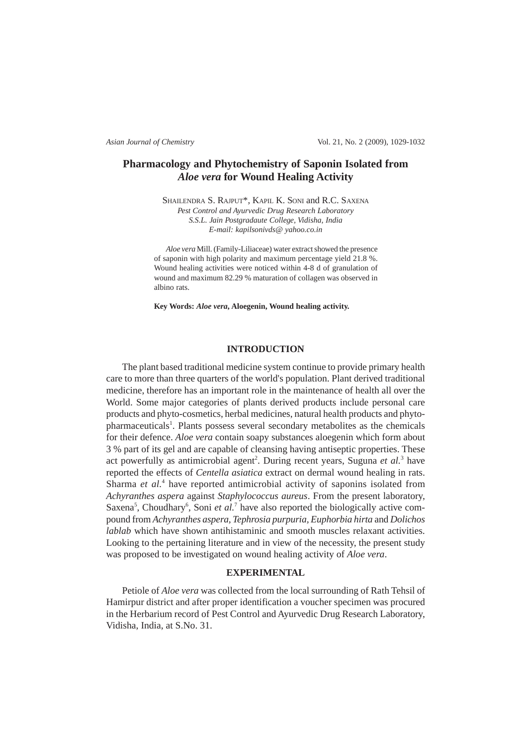# Pharmacology and Phytochemistry of Saponin Isolated from *Aloe vera* for Wound Healing Activity

SHAILENDRA S. RAJPUT*, KAPIL K. SONI and R.C. SAXENA

*Pest Control and Ayurvedic Drug Research Laboratory*
*S.S.L. Jain Postgradaute College, Vidisha, India*
*E-mail: kapilsonivds@ yahoo.co.in*

*Aloe vera* Mill. (Family-Liliaceae) water extract showed the presence of saponin with high polarity and maximum percentage yield 21.8 %. Wound healing activities were noticed within 4-8 d of granulation of wound and maximum 82.29 % maturation of collagen was observed in albino rats.

**Key Words: *Aloe vera*, Aloegenin, Wound healing activity.**

## INTRODUCTION

The plant based traditional medicine system continue to provide primary health care to more than three quarters of the world's population. Plant derived traditional medicine, therefore has an important role in the maintenance of health all over the World. Some major categories of plants derived products include personal care products and phyto-cosmetics, herbal medicines, natural health products and phyto-pharmaceuticals[1]. Plants possess several secondary metabolites as the chemicals for their defence. *Aloe vera* contain soapy substances aloegenin which form about 3 % part of its gel and are capable of cleansing having antiseptic properties. These act powerfully as antimicrobial agent[2]. During recent years, Suguna *et al.*[3] have reported the effects of *Centella asiatica* extract on dermal wound healing in rats. Sharma *et al*.[4] have reported antimicrobial activity of saponins isolated from *Achyranthes aspera* against *Staphylococcus aureus*. From the present laboratory, Saxena[5], Choudhary[6], Soni *et al.*[7] have also reported the biologically active compound from *Achyranthes aspera*, *Tephrosia purpuria*, *Euphorbia hirta* and *Dolichos lablab* which have shown antihistaminic and smooth muscles relaxant activities. Looking to the pertaining literature and in view of the necessity, the present study was proposed to be investigated on wound healing activity of *Aloe vera*.

## EXPERIMENTAL

Petiole of *Aloe vera* was collected from the local surrounding of Rath Tehsil of Hamirpur district and after proper identification a voucher specimen was procured in the Herbarium record of Pest Control and Ayurvedic Drug Research Laboratory, Vidisha, India, at S.No. 31.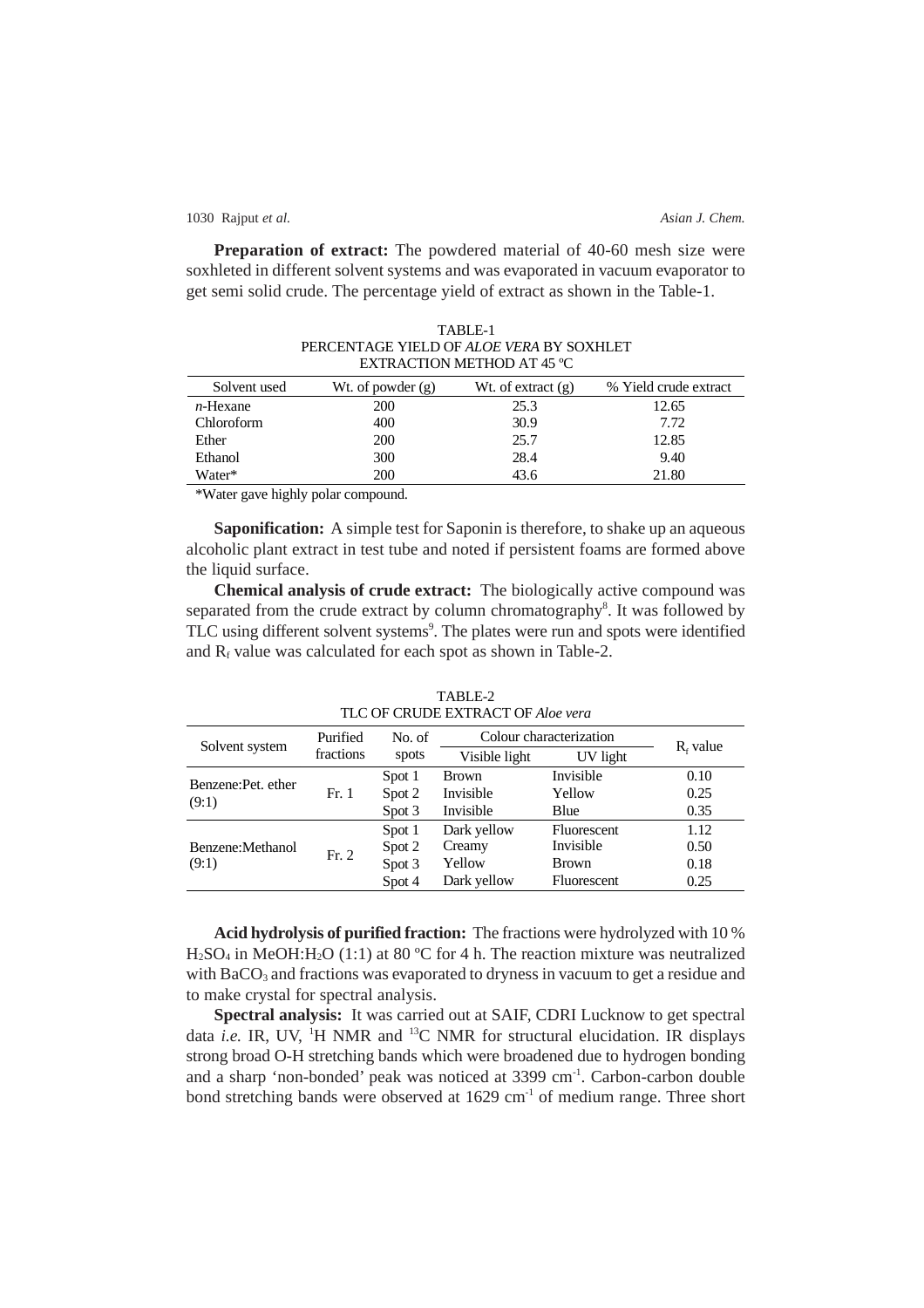**Preparation of extract:** The powdered material of 40-60 mesh size were soxhleted in different solvent systems and was evaporated in vacuum evaporator to get semi solid crude. The percentage yield of extract as shown in the Table-1.

TABLE-1
PERCENTAGE YIELD OF *ALOE VERA* BY SOXHLET EXTRACTION METHOD AT 45 ºC

| Solvent used | Wt. of powder (g) | Wt. of extract (g) | % Yield crude extract |
|---|---|---|---|
| *n*-Hexane | 200 | 25.3 | 12.65 |
| Chloroform | 400 | 30.9 | 7.72 |
| Ether | 200 | 25.7 | 12.85 |
| Ethanol | 300 | 28.4 | 9.40 |
| Water* | 200 | 43.6 | 21.80 |

*Water gave highly polar compound.

**Saponification:** A simple test for Saponin is therefore, to shake up an aqueous alcoholic plant extract in test tube and noted if persistent foams are formed above the liquid surface.

**Chemical analysis of crude extract:** The biologically active compound was separated from the crude extract by column chromatography[8]. It was followed by TLC using different solvent systems[9]. The plates were run and spots were identified and $R_f$ value was calculated for each spot as shown in Table-2.

TABLE-2
TLC OF CRUDE EXTRACT OF *Aloe vera*

| Solvent system | Purified fractions | No. of spots | Colour characterization | | $R_f$ value |
|---|---|---|---|---|---|
| | | | Visible light | UV light | |
| Benzene:Pet. ether (9:1) | Fr. 1 | Spot 1 | Brown | Invisible | 0.10 |
| | | Spot 2 | Invisible | Yellow | 0.25 |
| | | Spot 3 | Invisible | Blue | 0.35 |
| Benzene:Methanol (9:1) | Fr. 2 | Spot 1 | Dark yellow | Fluorescent | 1.12 |
| | | Spot 2 | Creamy | Invisible | 0.50 |
| | | Spot 3 | Yellow | Brown | 0.18 |
| | | Spot 4 | Dark yellow | Fluorescent | 0.25 |

**Acid hydrolysis of purified fraction:** The fractions were hydrolyzed with 10 % $H_2SO_4$ in $MeOH:H_2O$ (1:1) at 80 ºC for 4 h. The reaction mixture was neutralized with $BaCO_3$ and fractions was evaporated to dryness in vacuum to get a residue and to make crystal for spectral analysis.

**Spectral analysis:** It was carried out at SAIF, CDRI Lucknow to get spectral data *i.e.* IR, UV, $^1$H NMR and $^{13}$C NMR for structural elucidation. IR displays strong broad O-H stretching bands which were broadened due to hydrogen bonding and a sharp 'non-bonded' peak was noticed at 3399 cm$^{-1}$. Carbon-carbon double bond stretching bands were observed at 1629 cm$^{-1}$ of medium range. Three short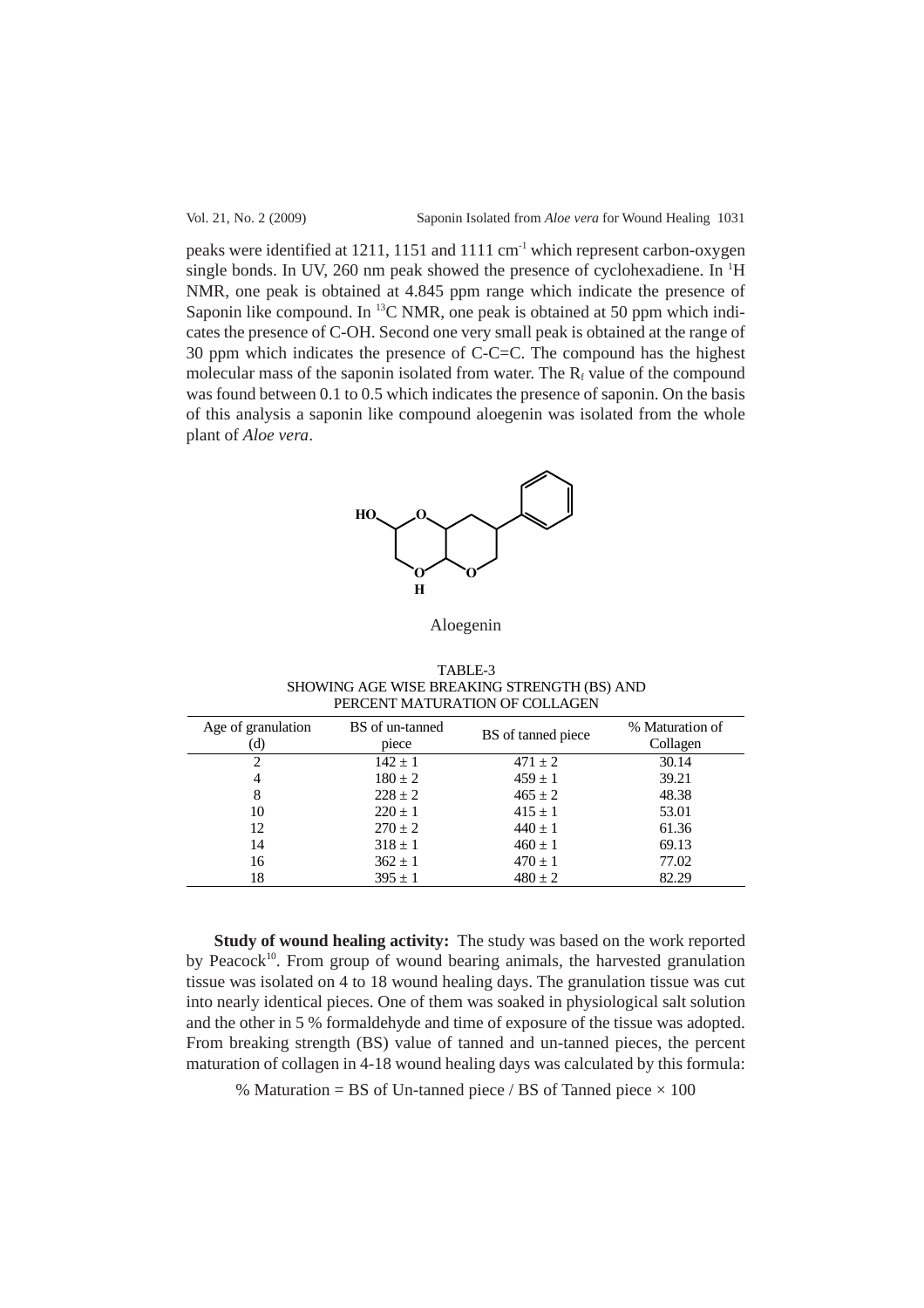peaks were identified at 1211, 1151 and 1111 $cm^{-1}$ which represent carbon-oxygen single bonds. In UV, 260 nm peak showed the presence of cyclohexadiene. In $^{1}H$ NMR, one peak is obtained at 4.845 ppm range which indicate the presence of Saponin like compound. In $^{13}C$ NMR, one peak is obtained at 50 ppm which indicates the presence of C-OH. Second one very small peak is obtained at the range of 30 ppm which indicates the presence of C-C=C. The compound has the highest molecular mass of the saponin isolated from water. The $R_f$ value of the compound was found between 0.1 to 0.5 which indicates the presence of saponin. On the basis of this analysis a saponin like compound aloegenin was isolated from the whole plant of *Aloe vera*.

Aloegenin

TABLE-3
SHOWING AGE WISE BREAKING STRENGTH (BS) AND PERCENT MATURATION OF COLLAGEN

| Age of granulation (d) | BS of un-tanned piece | BS of tanned piece | % Maturation of Collagen |
|---|---|---|---|
| 2 | 142 ± 1 | 471 ± 2 | 30.14 |
| 4 | 180 ± 2 | 459 ± 1 | 39.21 |
| 8 | 228 ± 2 | 465 ± 2 | 48.38 |
| 10 | 220 ± 1 | 415 ± 1 | 53.01 |
| 12 | 270 ± 2 | 440 ± 1 | 61.36 |
| 14 | 318 ± 1 | 460 ± 1 | 69.13 |
| 16 | 362 ± 1 | 470 ± 1 | 77.02 |
| 18 | 395 ± 1 | 480 ± 2 | 82.29 |

**Study of wound healing activity:** The study was based on the work reported by Peacock[10]. From group of wound bearing animals, the harvested granulation tissue was isolated on 4 to 18 wound healing days. The granulation tissue was cut into nearly identical pieces. One of them was soaked in physiological salt solution and the other in 5 % formaldehyde and time of exposure of the tissue was adopted. From breaking strength (BS) value of tanned and un-tanned pieces, the percent maturation of collagen in 4-18 wound healing days was calculated by this formula:

$$\% \text{ Maturation} = \text{BS of Un-tanned piece} / \text{BS of Tanned piece} \times 100$$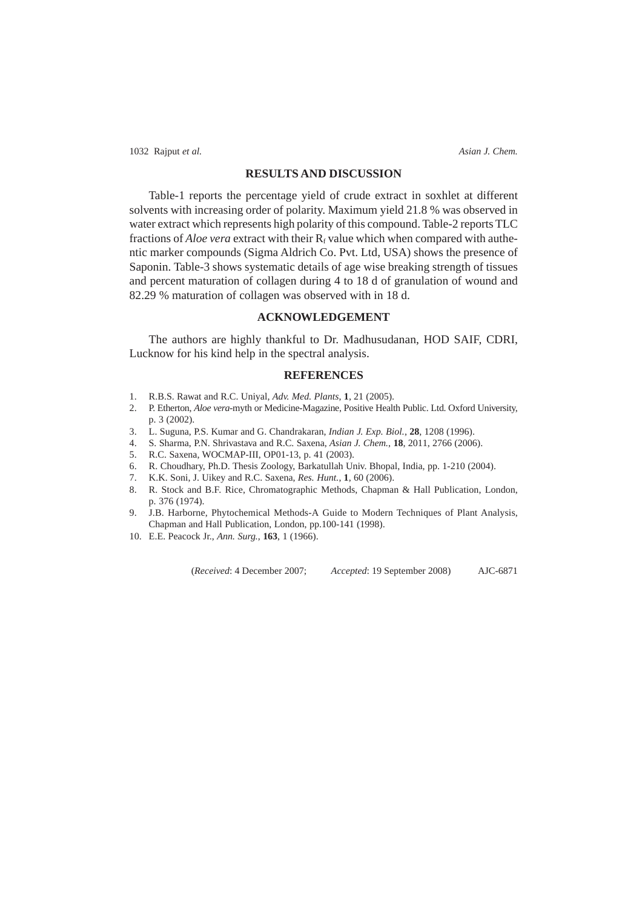## RESULTS AND DISCUSSION

Table-1 reports the percentage yield of crude extract in soxhlet at different solvents with increasing order of polarity. Maximum yield 21.8 % was observed in water extract which represents high polarity of this compound. Table-2 reports TLC fractions of *Aloe vera* extract with their $R_f$ value which when compared with authentic marker compounds (Sigma Aldrich Co. Pvt. Ltd, USA) shows the presence of Saponin. Table-3 shows systematic details of age wise breaking strength of tissues and percent maturation of collagen during 4 to 18 d of granulation of wound and 82.29 % maturation of collagen was observed with in 18 d.

## ACKNOWLEDGEMENT

The authors are highly thankful to Dr. Madhusudanan, HOD SAIF, CDRI, Lucknow for his kind help in the spectral analysis.

## REFERENCES

1. R.B.S. Rawat and R.C. Uniyal, *Adv. Med. Plants*, **1**, 21 (2005).
2. P. Etherton, *Aloe vera*-myth or Medicine-Magazine, Positive Health Public. Ltd. Oxford University, p. 3 (2002).
3. L. Suguna, P.S. Kumar and G. Chandrakaran, *Indian J. Exp. Biol.*, **28**, 1208 (1996).
4. S. Sharma, P.N. Shrivastava and R.C. Saxena, *Asian J. Chem.*, **18**, 2011, 2766 (2006).
5. R.C. Saxena, WOCMAP-III, OP01-13, p. 41 (2003).
6. R. Choudhary, Ph.D. Thesis Zoology, Barkatullah Univ. Bhopal, India, pp. 1-210 (2004).
7. K.K. Soni, J. Uikey and R.C. Saxena, *Res. Hunt.*, **1**, 60 (2006).
8. R. Stock and B.F. Rice, Chromatographic Methods, Chapman & Hall Publication, London, p. 376 (1974).
9. J.B. Harborne, Phytochemical Methods-A Guide to Modern Techniques of Plant Analysis, Chapman and Hall Publication, London, pp.100-141 (1998).
10. E.E. Peacock Jr., *Ann. Surg.*, **163**, 1 (1966).

(*Received*: 4 December 2007; *Accepted*: 19 September 2008) AJC-6871